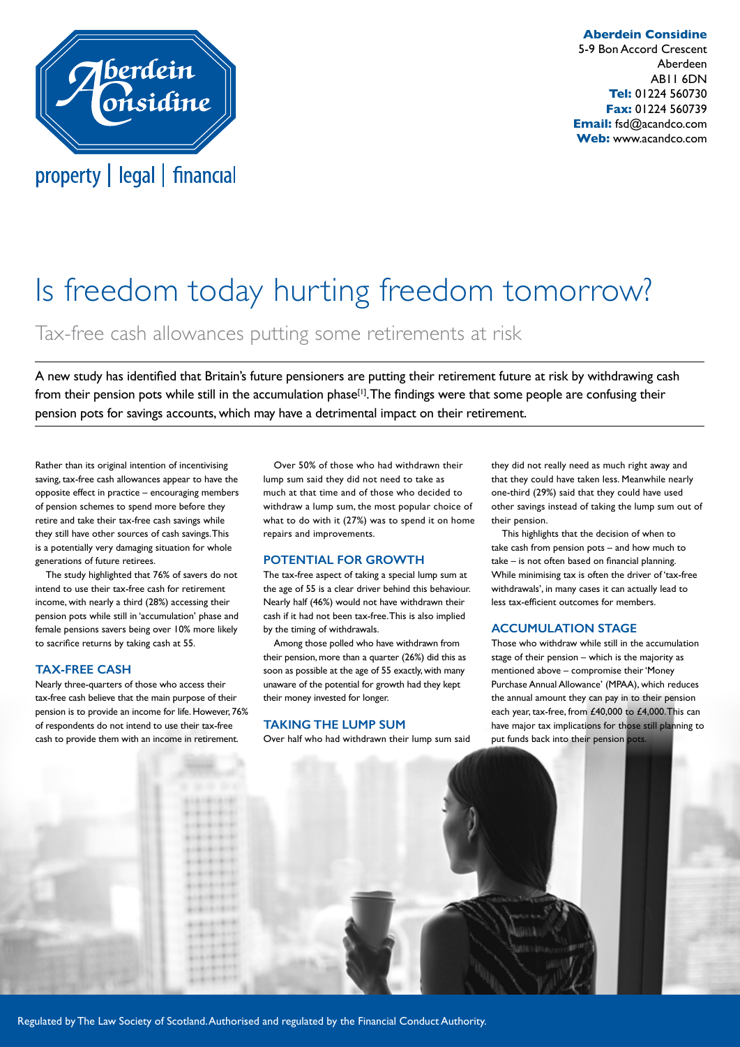**Aberdein Considine**
5-9 Bon Accord Crescent
Aberdeen
AB11 6DN
**Tel:** 01224 560730
**Fax:** 01224 560739
**Email:** fsd@acandco.com
**Web:** www.acandco.com

property | legal | financial

# Is freedom today hurting freedom tomorrow?

## Tax-free cash allowances putting some retirements at risk

A new study has identified that Britain's future pensioners are putting their retirement future at risk by withdrawing cash from their pension pots while still in the accumulation phase[1]. The findings were that some people are confusing their pension pots for savings accounts, which may have a detrimental impact on their retirement.

Rather than its original intention of incentivising saving, tax-free cash allowances appear to have the opposite effect in practice – encouraging members of pension schemes to spend more before they retire and take their tax-free cash savings while they still have other sources of cash savings. This is a potentially very damaging situation for whole generations of future retirees.

The study highlighted that 76% of savers do not intend to use their tax-free cash for retirement income, with nearly a third (28%) accessing their pension pots while still in 'accumulation' phase and female pensions savers being over 10% more likely to sacrifice returns by taking cash at 55.

### TAX-FREE CASH

Nearly three-quarters of those who access their tax-free cash believe that the main purpose of their pension is to provide an income for life. However, 76% of respondents do not intend to use their tax-free cash to provide them with an income in retirement.

Over 50% of those who had withdrawn their lump sum said they did not need to take as much at that time and of those who decided to withdraw a lump sum, the most popular choice of what to do with it (27%) was to spend it on home repairs and improvements.

### POTENTIAL FOR GROWTH

The tax-free aspect of taking a special lump sum at the age of 55 is a clear driver behind this behaviour. Nearly half (46%) would not have withdrawn their cash if it had not been tax-free. This is also implied by the timing of withdrawals.

Among those polled who have withdrawn from their pension, more than a quarter (26%) did this as soon as possible at the age of 55 exactly, with many unaware of the potential for growth had they kept their money invested for longer.

### TAKING THE LUMP SUM

Over half who had withdrawn their lump sum said they did not really need as much right away and that they could have taken less. Meanwhile nearly one-third (29%) said that they could have used other savings instead of taking the lump sum out of their pension.

This highlights that the decision of when to take cash from pension pots – and how much to take – is not often based on financial planning. While minimising tax is often the driver of 'tax-free withdrawals', in many cases it can actually lead to less tax-efficient outcomes for members.

### ACCUMULATION STAGE

Those who withdraw while still in the accumulation stage of their pension – which is the majority as mentioned above – compromise their 'Money Purchase Annual Allowance' (MPAA), which reduces the annual amount they can pay in to their pension each year, tax-free, from £40,000 to £4,000. This can have major tax implications for those still planning to put funds back into their pension pots.

Regulated by The Law Society of Scotland. Authorised and regulated by the Financial Conduct Authority.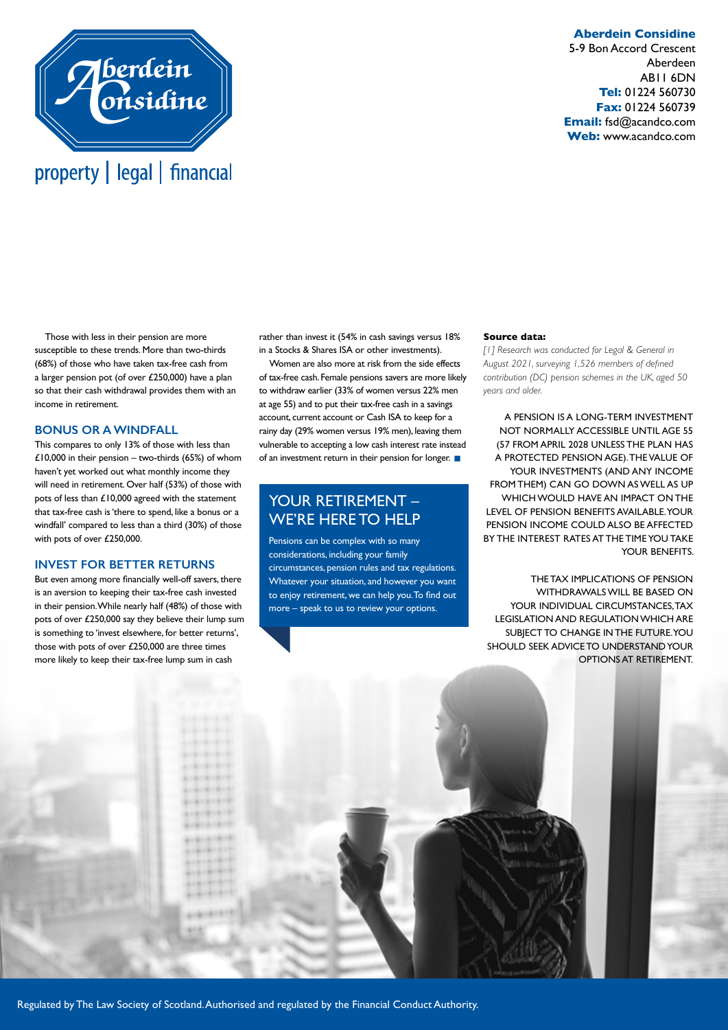**Aberdein Considine**
5-9 Bon Accord Crescent
Aberdeen
AB11 6DN
**Tel:** 01224 560730
**Fax:** 01224 560739
**Email:** fsd@acandco.com
**Web:** www.acandco.com

property | legal | financial

Those with less in their pension are more susceptible to these trends. More than two-thirds (68%) of those who have taken tax-free cash from a larger pension pot (of over £250,000) have a plan so that their cash withdrawal provides them with an income in retirement.

## BONUS OR A WINDFALL

This compares to only 13% of those with less than £10,000 in their pension – two-thirds (65%) of whom haven't yet worked out what monthly income they will need in retirement. Over half (53%) of those with pots of less than £10,000 agreed with the statement that tax-free cash is 'there to spend, like a bonus or a windfall' compared to less than a third (30%) of those with pots of over £250,000.

## INVEST FOR BETTER RETURNS

But even among more financially well-off savers, there is an aversion to keeping their tax-free cash invested in their pension. While nearly half (48%) of those with pots of over £250,000 say they believe their lump sum is something to 'invest elsewhere, for better returns', those with pots of over £250,000 are three times more likely to keep their tax-free lump sum in cash rather than invest it (54% in cash savings versus 18% in a Stocks & Shares ISA or other investments).

Women are also more at risk from the side effects of tax-free cash. Female pensions savers are more likely to withdraw earlier (33% of women versus 22% men at age 55) and to put their tax-free cash in a savings account, current account or Cash ISA to keep for a rainy day (29% women versus 19% men), leaving them vulnerable to accepting a low cash interest rate instead of an investment return in their pension for longer. ■

## YOUR RETIREMENT – WE'RE HERE TO HELP

Pensions can be complex with so many considerations, including your family circumstances, pension rules and tax regulations. Whatever your situation, and however you want to enjoy retirement, we can help you. To find out more – speak to us to review your options.

**Source data:**

*[1] Research was conducted for Legal & General in August 2021, surveying 1,526 members of defined contribution (DC) pension schemes in the UK, aged 50 years and older.*

A PENSION IS A LONG-TERM INVESTMENT NOT NORMALLY ACCESSIBLE UNTIL AGE 55 (57 FROM APRIL 2028 UNLESS THE PLAN HAS A PROTECTED PENSION AGE). THE VALUE OF YOUR INVESTMENTS (AND ANY INCOME FROM THEM) CAN GO DOWN AS WELL AS UP WHICH WOULD HAVE AN IMPACT ON THE LEVEL OF PENSION BENEFITS AVAILABLE. YOUR PENSION INCOME COULD ALSO BE AFFECTED BY THE INTEREST RATES AT THE TIME YOU TAKE YOUR BENEFITS.

THE TAX IMPLICATIONS OF PENSION WITHDRAWALS WILL BE BASED ON YOUR INDIVIDUAL CIRCUMSTANCES, TAX LEGISLATION AND REGULATION WHICH ARE SUBJECT TO CHANGE IN THE FUTURE. YOU SHOULD SEEK ADVICE TO UNDERSTAND YOUR OPTIONS AT RETIREMENT.

Regulated by The Law Society of Scotland. Authorised and regulated by the Financial Conduct Authority.